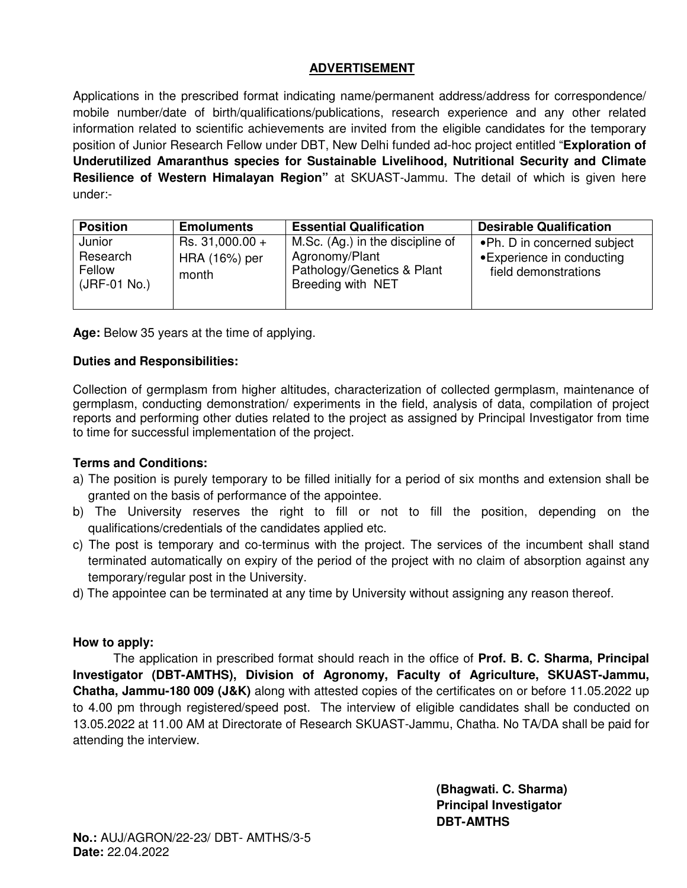# ADVERTISEMENT

Applications in the prescribed format indicating name/permanent address/address for correspondence/ mobile number/date of birth/qualifications/publications, research experience and any other related information related to scientific achievements are invited from the eligible candidates for the temporary position of Junior Research Fellow under DBT, New Delhi funded ad-hoc project entitled "**Exploration of Underutilized Amaranthus species for Sustainable Livelihood, Nutritional Security and Climate Resilience of Western Himalayan Region"** at SKUAST-Jammu. The detail of which is given here under:-

| Position | Emoluments | Essential Qualification | Desirable Qualification |
|---|---|---|---|
| Junior Research Fellow (JRF-01 No.) | Rs. 31,000.00 + HRA (16%) per month | M.Sc. (Ag.) in the discipline of Agronomy/Plant Pathology/Genetics & Plant Breeding with NET | • Ph. D in concerned subject<br>• Experience in conducting field demonstrations |

**Age:** Below 35 years at the time of applying.

**Duties and Responsibilities:**

Collection of germplasm from higher altitudes, characterization of collected germplasm, maintenance of germplasm, conducting demonstration/ experiments in the field, analysis of data, compilation of project reports and performing other duties related to the project as assigned by Principal Investigator from time to time for successful implementation of the project.

**Terms and Conditions:**

a) The position is purely temporary to be filled initially for a period of six months and extension shall be granted on the basis of performance of the appointee.
b) The University reserves the right to fill or not to fill the position, depending on the qualifications/credentials of the candidates applied etc.
c) The post is temporary and co-terminus with the project. The services of the incumbent shall stand terminated automatically on expiry of the period of the project with no claim of absorption against any temporary/regular post in the University.
d) The appointee can be terminated at any time by University without assigning any reason thereof.

**How to apply:**

The application in prescribed format should reach in the office of **Prof. B. C. Sharma, Principal Investigator (DBT-AMTHS), Division of Agronomy, Faculty of Agriculture, SKUAST-Jammu, Chatha, Jammu-180 009 (J&K)** along with attested copies of the certificates on or before 11.05.2022 up to 4.00 pm through registered/speed post. The interview of eligible candidates shall be conducted on 13.05.2022 at 11.00 AM at Directorate of Research SKUAST-Jammu, Chatha. No TA/DA shall be paid for attending the interview.

**(Bhagwati. C. Sharma)**
**Principal Investigator**
**DBT-AMTHS**

**No.:** AUJ/AGRON/22-23/ DBT- AMTHS/3-5
**Date:** 22.04.2022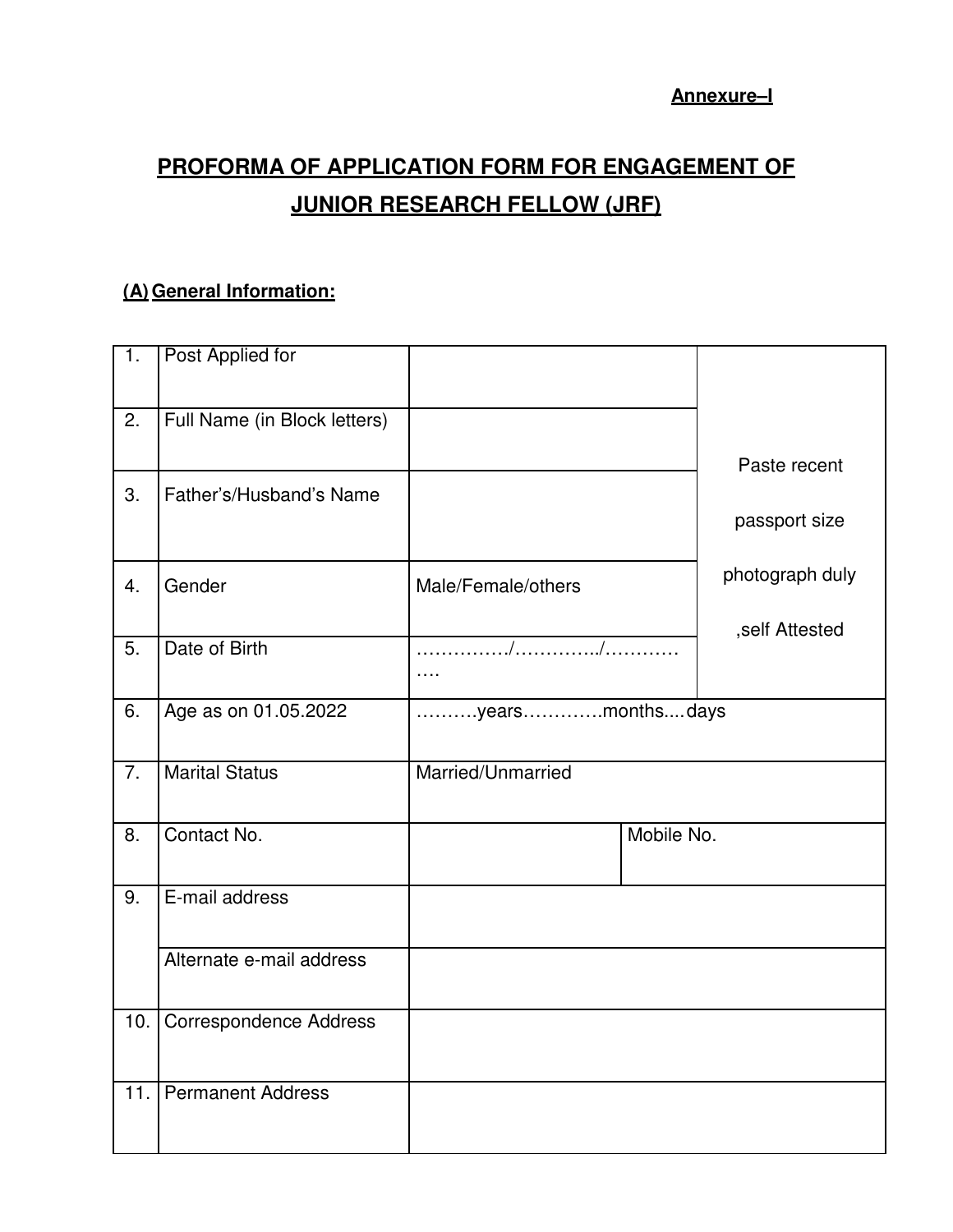**Annexure–I**

# PROFORMA OF APPLICATION FORM FOR ENGAGEMENT OF JUNIOR RESEARCH FELLOW (JRF)

## (A) General Information:

| | | | | |
|---|---|---|---|---|
| 1. | Post Applied for | | | Paste recent passport size photograph duly ,self Attested |
| 2. | Full Name (in Block letters) | | | |
| 3. | Father's/Husband's Name | | | |
| 4. | Gender | Male/Female/others | | |
| 5. | Date of Birth | ……………/…………../………….… | | |
| 6. | Age as on 01.05.2022 | ……….years………….months....days | | |
| 7. | Marital Status | Married/Unmarried | | |
| 8. | Contact No. | | Mobile No. | |
| 9. | E-mail address | | | |
| | Alternate e-mail address | | | |
| 10. | Correspondence Address | | | |
| 11. | Permanent Address | | | |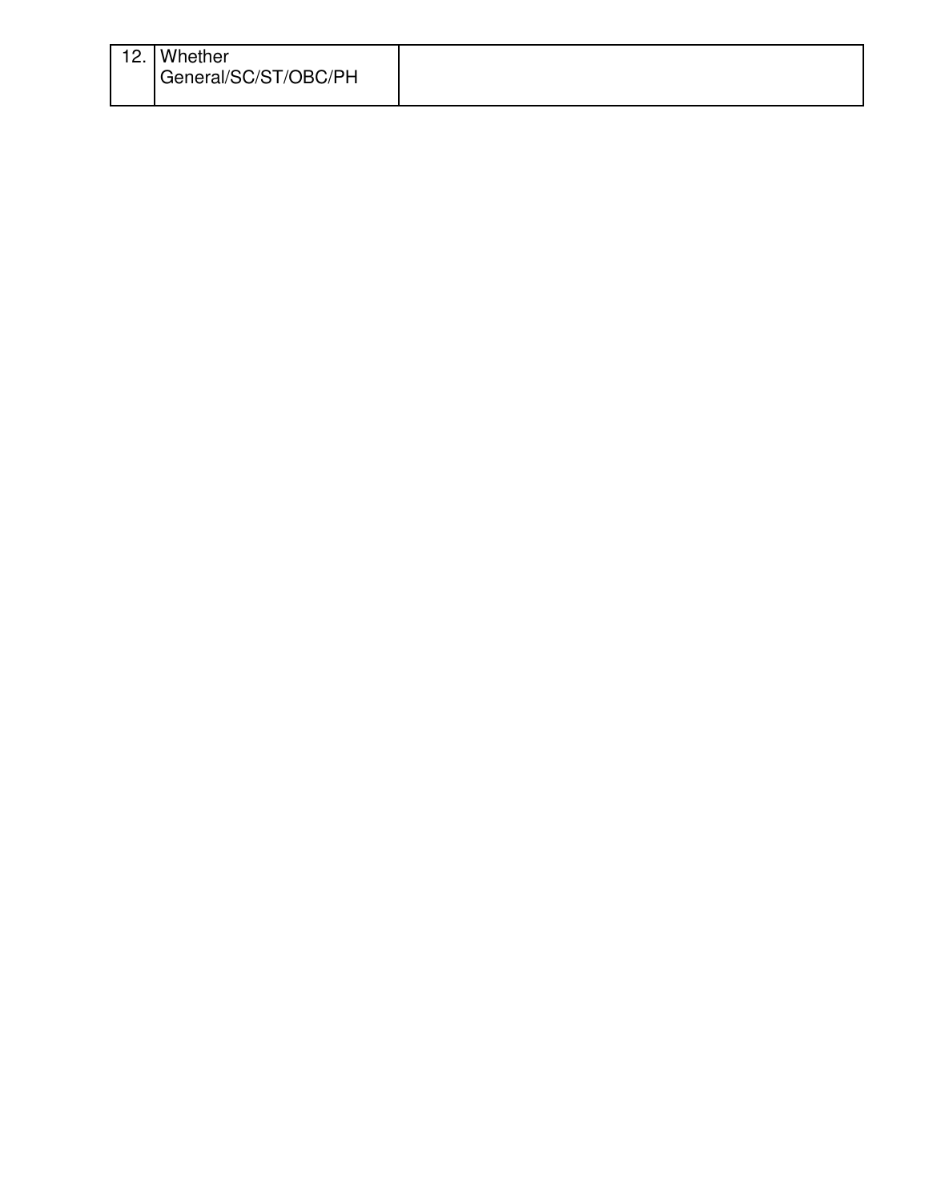| 12. | Whether General/SC/ST/OBC/PH | |
|---|---|---|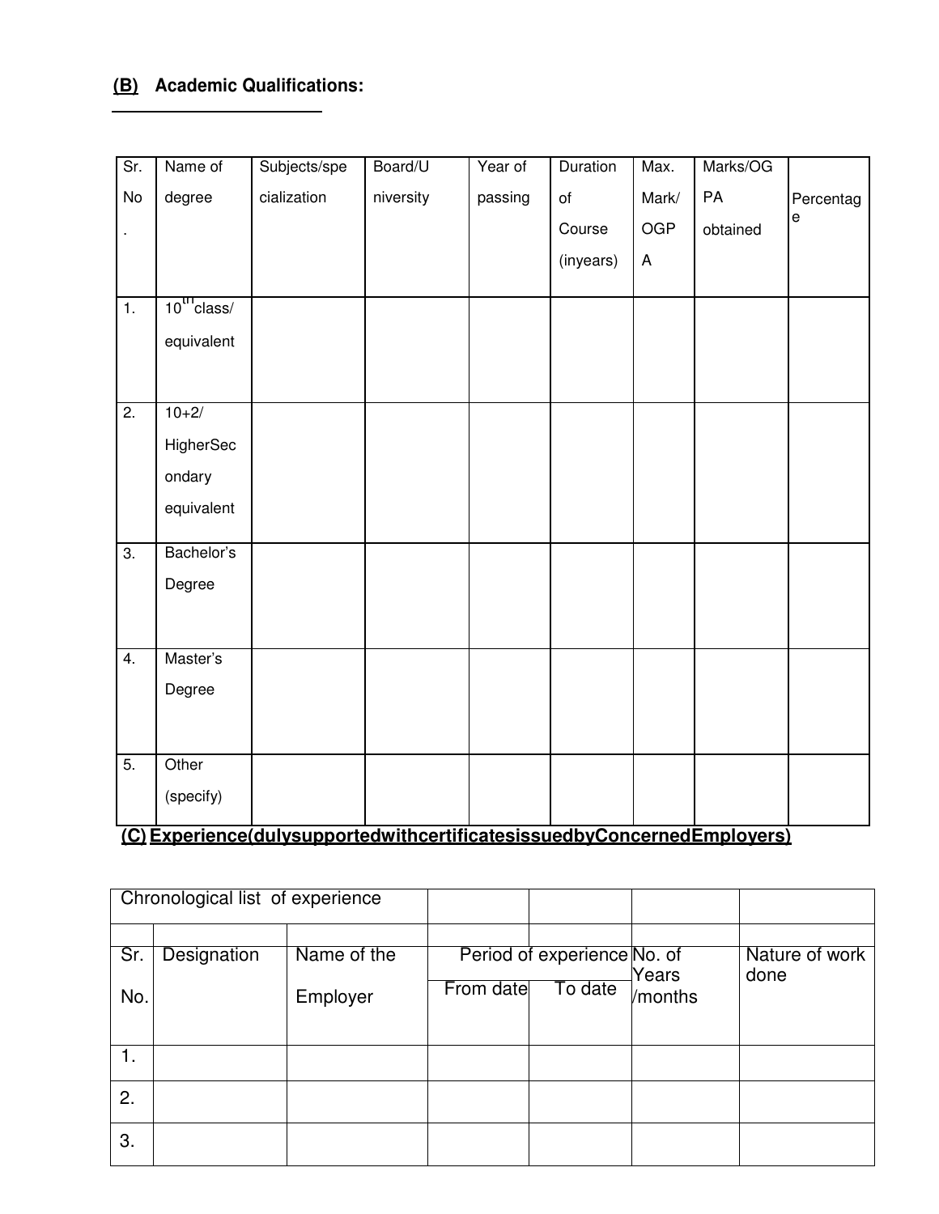## (B) Academic Qualifications:

| Sr. No. | Name of degree | Subjects/specialization | Board/University | Year of passing | Duration of Course (inyears) | Max. Mark/ OGPA | Marks/OGPA obtained | Percentage |
|---|---|---|---|---|---|---|---|---|
| 1. | 10th class/ equivalent | | | | | | | |
| 2. | 10+2/ HigherSecondary equivalent | | | | | | | |
| 3. | Bachelor's Degree | | | | | | | |
| 4. | Master's Degree | | | | | | | |
| 5. | Other (specify) | | | | | | | |

## (C) Experience(dulysupportedwithcertificatesissuedbyConcernedEmployers)

| Chronological list of experience | | | | | | |
|---|---|---|---|---|---|---|
| Sr. No. | Designation | Name of the Employer | Period of experience | | No. of Years /months | Nature of work done |
| | | | From date | To date | | |
| 1. | | | | | | |
| 2. | | | | | | |
| 3. | | | | | | |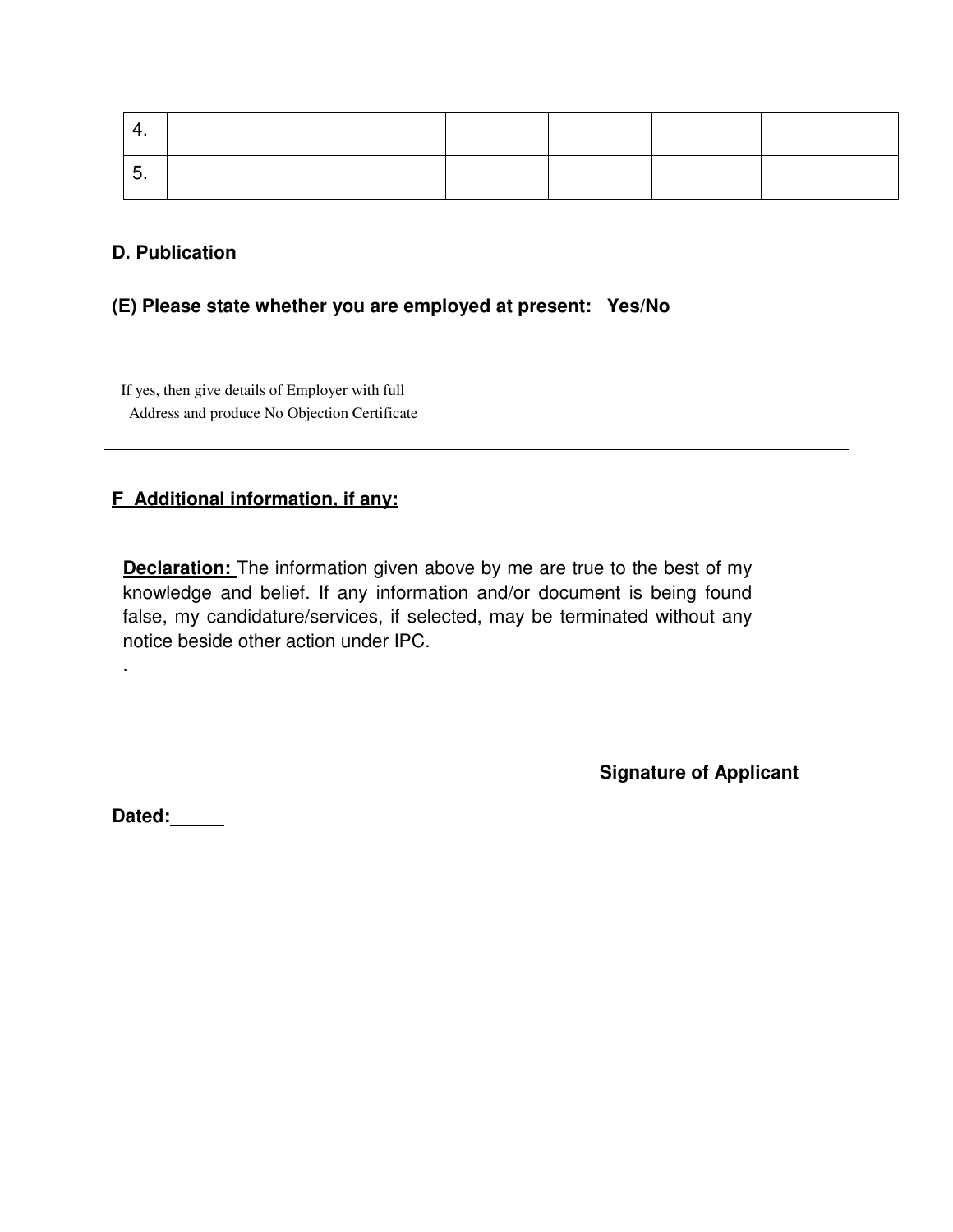| | | | | | | |
|---|---|---|---|---|---|---|
| 4. | | | | | | |
| 5. | | | | | | |

**D. Publication**

**(E) Please state whether you are employed at present: Yes/No**

| | |
|---|---|
| If yes, then give details of Employer with full Address and produce No Objection Certificate | |

**F Additional information, if any:**

**Declaration:** The information given above by me are true to the best of my knowledge and belief. If any information and/or document is being found false, my candidature/services, if selected, may be terminated without any notice beside other action under IPC.

.

**Signature of Applicant**

**Dated:**_____